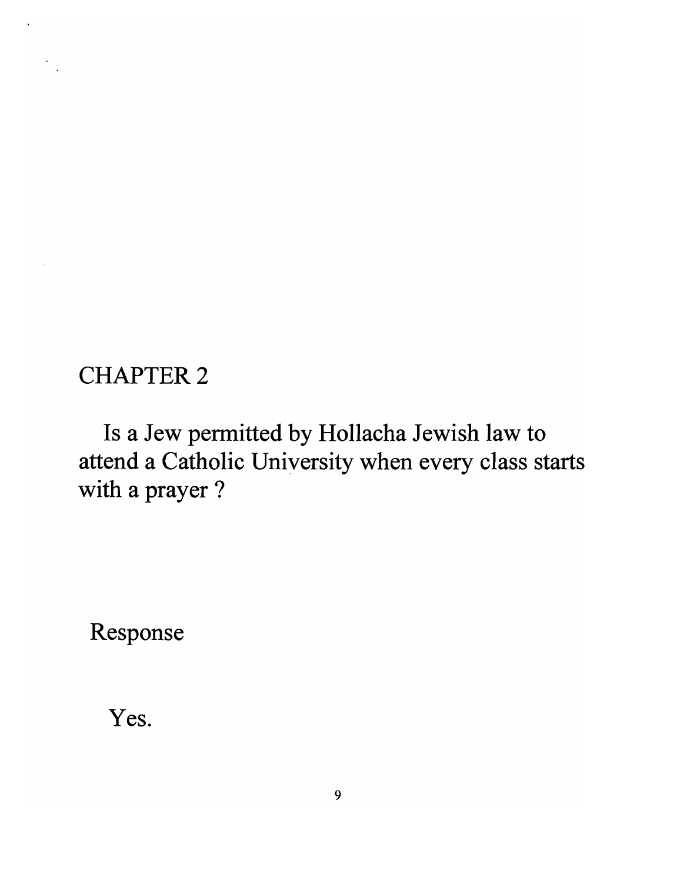# CHAPTER 2

Is a Jew permitted by Hollacha Jewish law to attend a Catholic University when every class starts with a prayer ?

Response

Yes.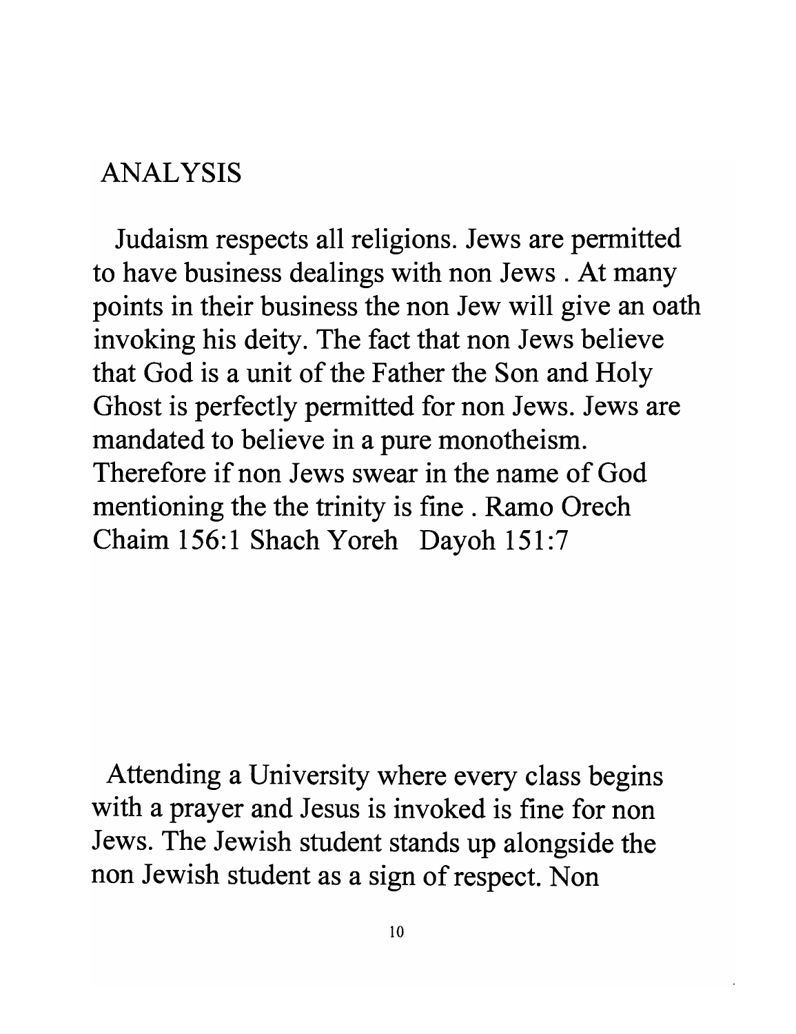# ANALYSIS

Judaism respects all religions. Jews are permitted to have business dealings with non Jews . At many points in their business the non Jew will give an oath invoking his deity. The fact that non Jews believe that God is a unit of the Father the Son and Holy Ghost is perfectly permitted for non Jews. Jews are mandated to believe in a pure monotheism. Therefore if non Jews swear in the name of God mentioning the the trinity is fine . Ramo Orech Chaim 156:1 Shach Yoreh Dayoh 151:7

Attending a University where every class begins with a prayer and Jesus is invoked is fine for non Jews. The Jewish student stands up alongside the non Jewish student as a sign of respect. Non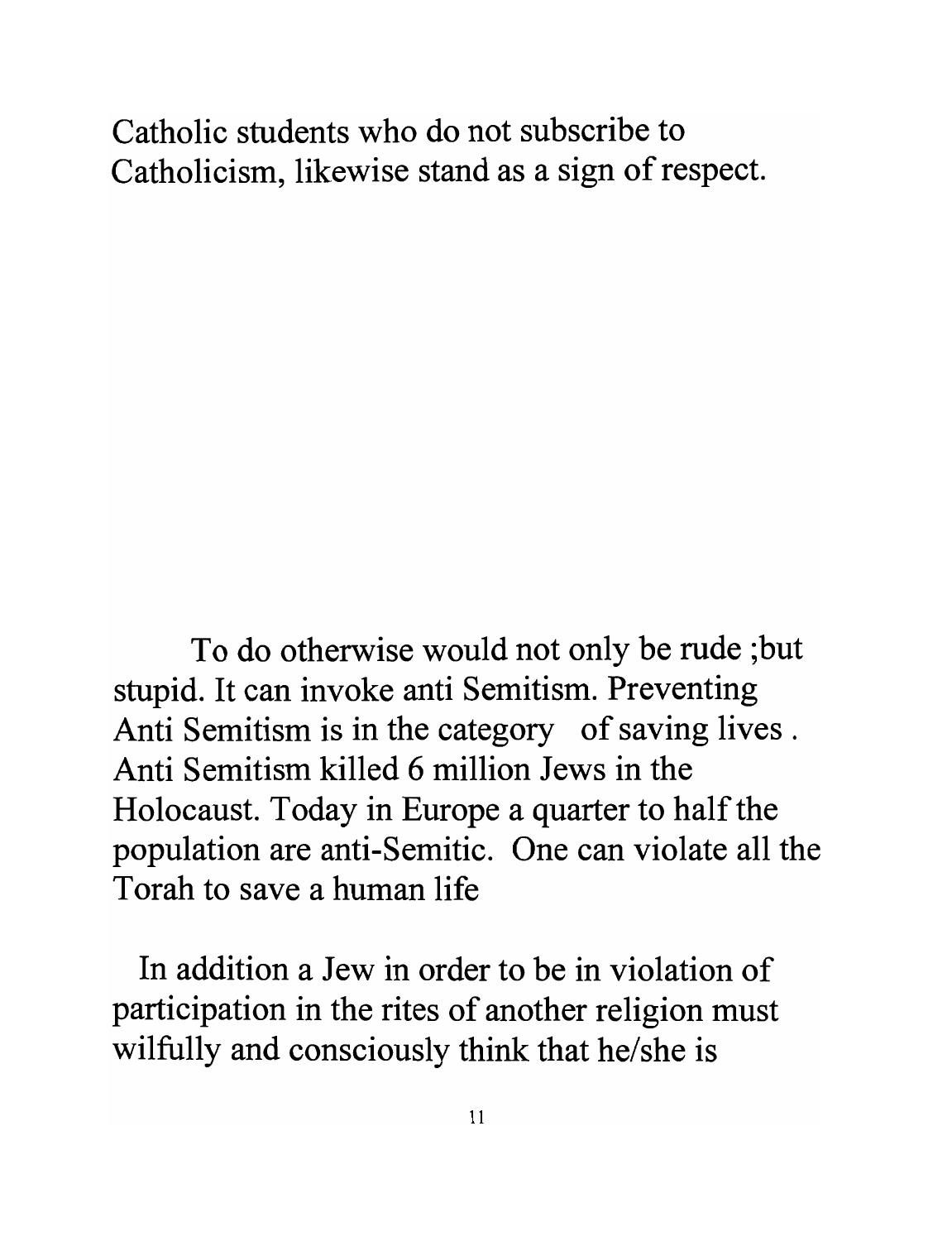Catholic students who do not subscribe to Catholicism, likewise stand as a sign of respect.

To do otherwise would not only be rude ;but stupid. It can invoke anti Semitism. Preventing Anti Semitism is in the category of saving lives . Anti Semitism killed 6 million Jews in the Holocaust. Today in Europe a quarter to half the population are anti-Semitic. One can violate all the Torah to save a human life

In addition a Jew in order to be in violation of participation in the rites of another religion must wilfully and consciously think that he/she is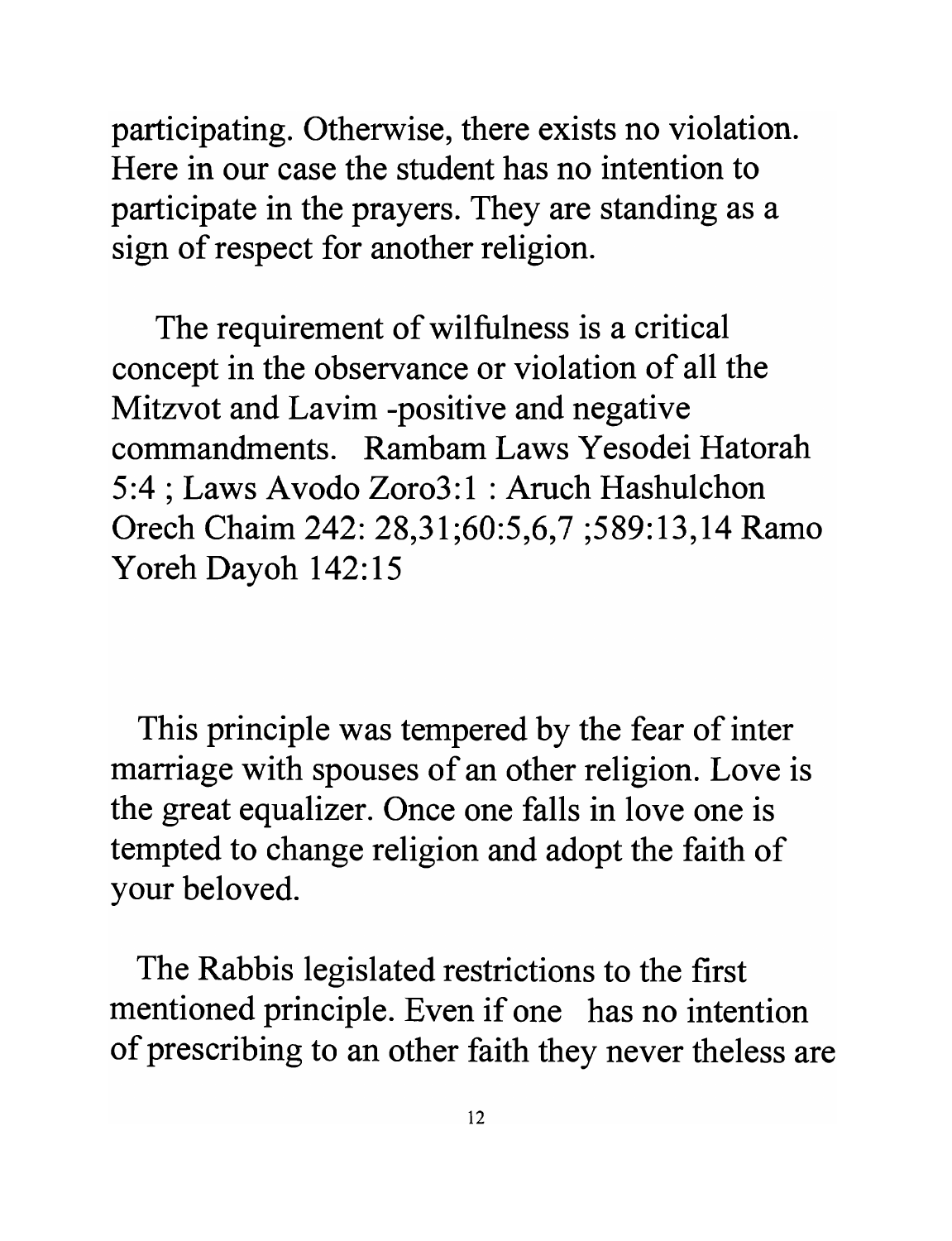participating. Otherwise, there exists no violation. Here in our case the student has no intention to participate in the prayers. They are standing as a sign of respect for another religion.

The requirement of wilfulness is a critical concept in the observance or violation of all the Mitzvot and Lavim -positive and negative commandments. Rambam Laws Yesodei Hatorah 5:4 ; Laws Avodo Zoro3:1 : Aruch Hashulchon Orech Chaim 242: 28,31;60:5,6,7 ;589:13,14 Ramo Yoreh Dayoh 142:15

This principle was tempered by the fear of inter marriage with spouses of an other religion. Love is the great equalizer. Once one falls in love one is tempted to change religion and adopt the faith of your beloved.

The Rabbis legislated restrictions to the first mentioned principle. Even if one has no intention of prescribing to an other faith they never theless are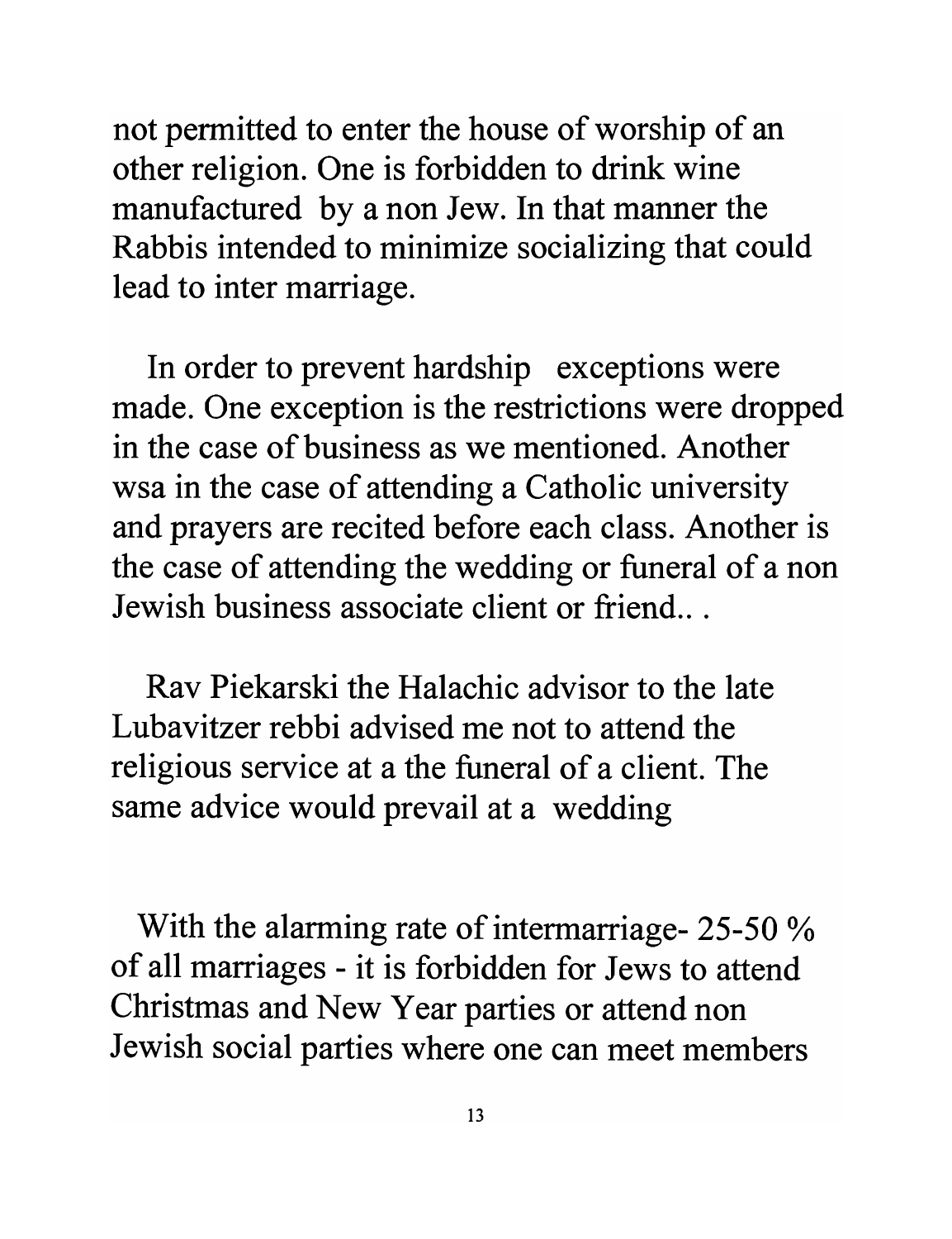not permitted to enter the house of worship of an other religion. One is forbidden to drink wine manufactured by a non Jew. In that manner the Rabbis intended to minimize socializing that could lead to inter marriage.

In order to prevent hardship exceptions were made. One exception is the restrictions were dropped in the case of business as we mentioned. Another wsa in the case of attending a Catholic university and prayers are recited before each class. Another is the case of attending the wedding or funeral of a non Jewish business associate client or friend.. .

Rav Piekarski the Halachic advisor to the late Lubavitzer rebbi advised me not to attend the religious service at a the funeral of a client. The same advice would prevail at a wedding

With the alarming rate of intermarriage- 25-50 % of all marriages - it is forbidden for Jews to attend Christmas and New Year parties or attend non Jewish social parties where one can meet members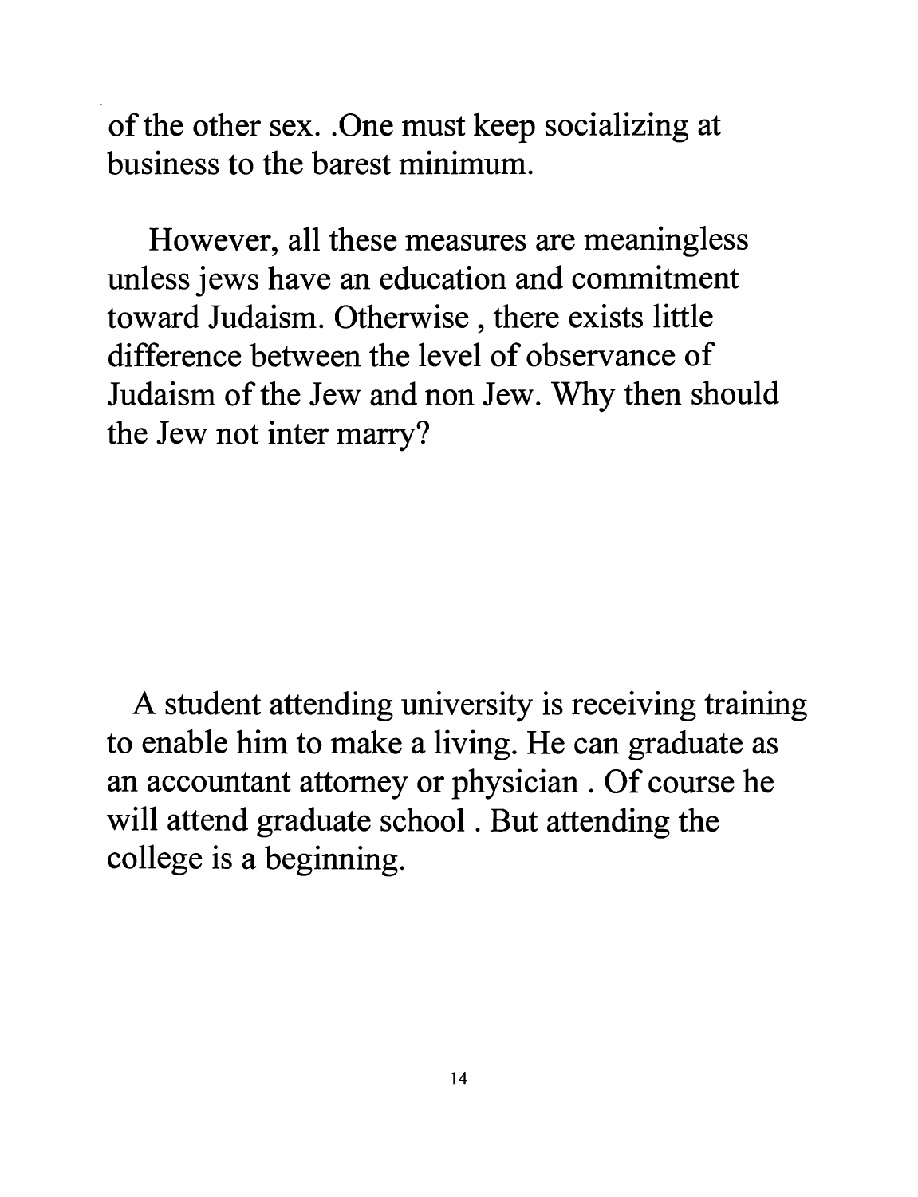of the other sex. .One must keep socializing at business to the barest minimum.

However, all these measures are meaningless unless jews have an education and commitment toward Judaism. Otherwise , there exists little difference between the level of observance of Judaism of the Jew and non Jew. Why then should the Jew not inter marry?

A student attending university is receiving training to enable him to make a living. He can graduate as an accountant attorney or physician . Of course he will attend graduate school . But attending the college is a beginning.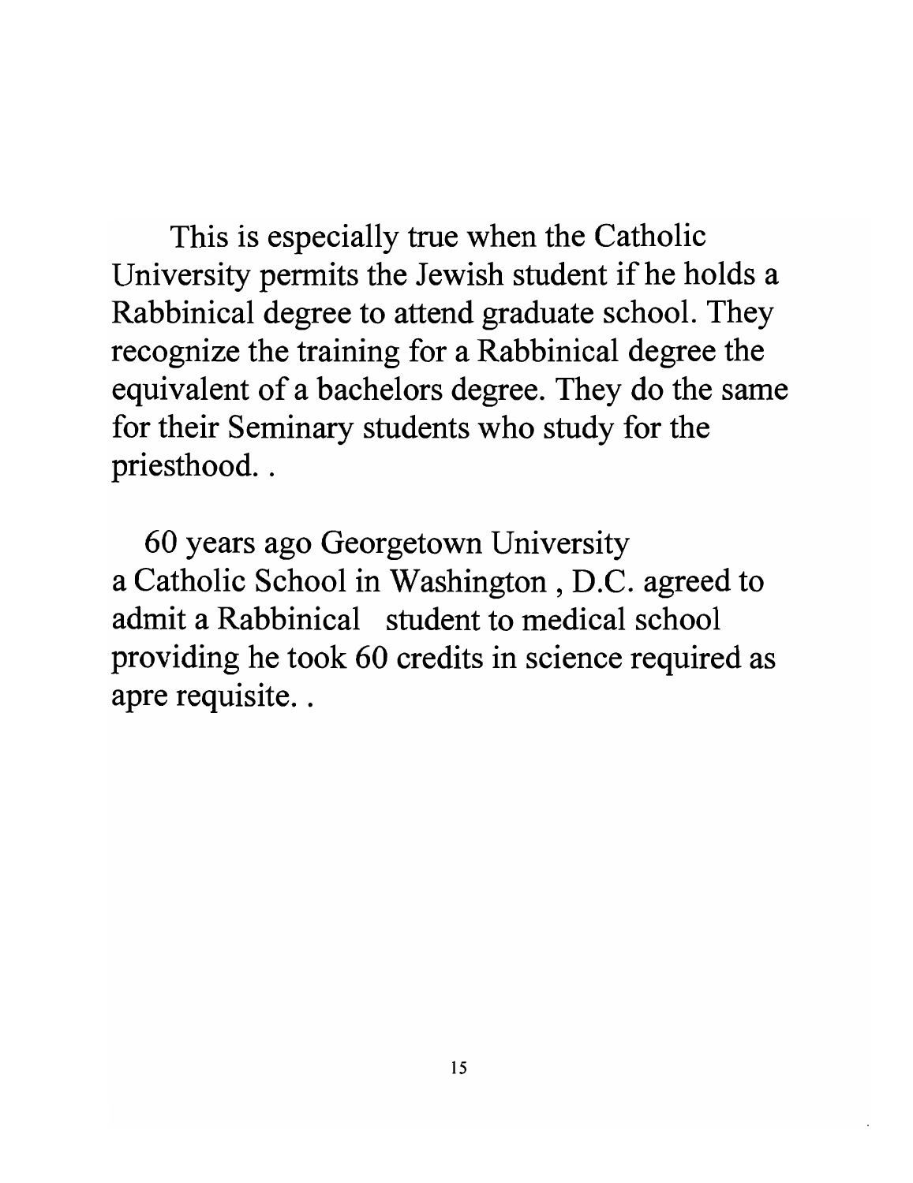This is especially true when the Catholic University permits the Jewish student if he holds a Rabbinical degree to attend graduate school. They recognize the training for a Rabbinical degree the equivalent of a bachelors degree. They do the same for their Seminary students who study for the priesthood. .

60 years ago Georgetown University a Catholic School in Washington , D.C. agreed to admit a Rabbinical student to medical school providing he took 60 credits in science required as apre requisite. .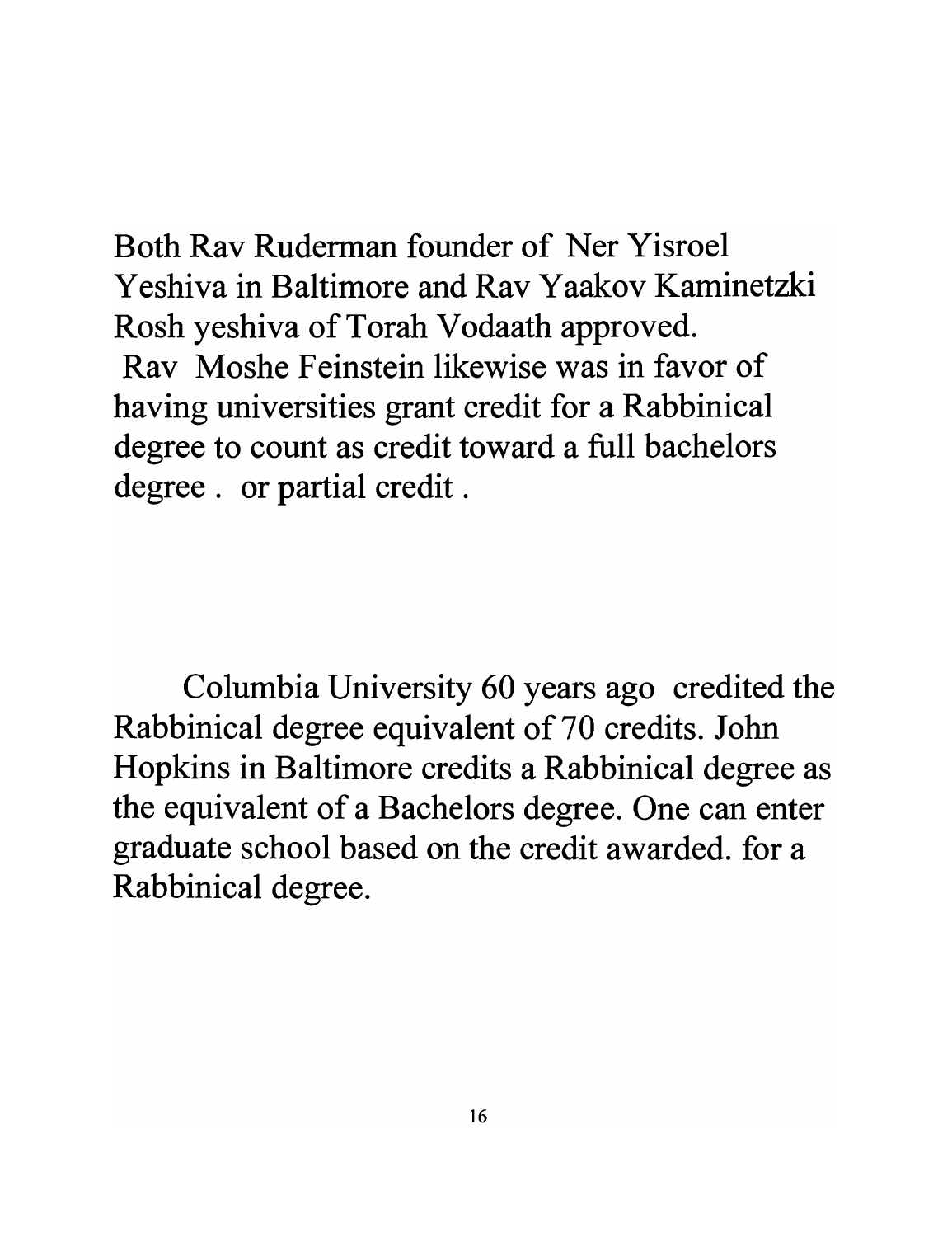Both Rav Ruderman founder of Ner Yisroel Yeshiva in Baltimore and Rav Yaakov Kaminetzki Rosh yeshiva of Torah Vodaath approved.
Rav Moshe Feinstein likewise was in favor of having universities grant credit for a Rabbinical degree to count as credit toward a full bachelors degree . or partial credit .

Columbia University 60 years ago credited the Rabbinical degree equivalent of 70 credits. John Hopkins in Baltimore credits a Rabbinical degree as the equivalent of a Bachelors degree. One can enter graduate school based on the credit awarded. for a Rabbinical degree.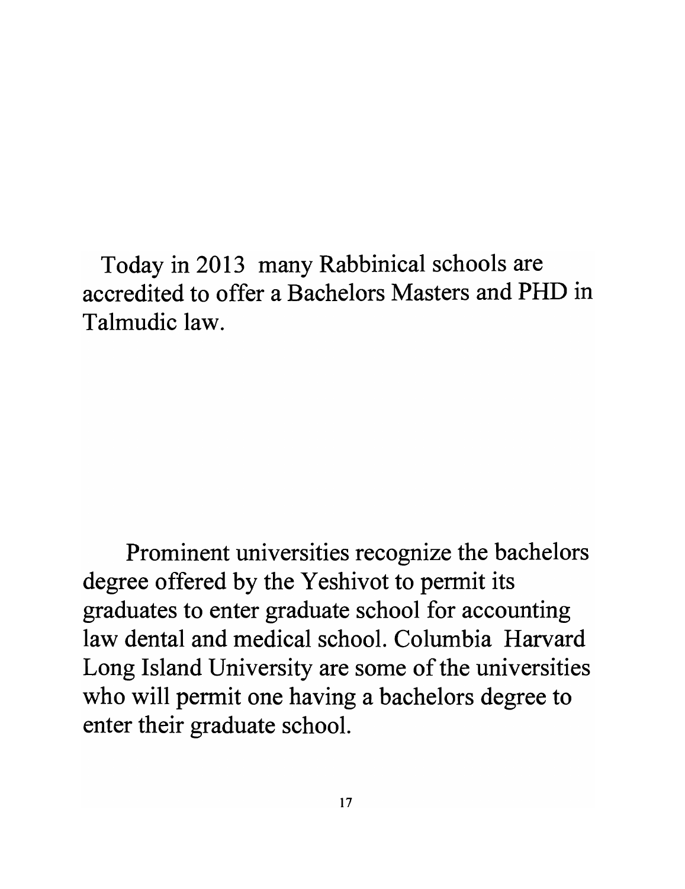Today in 2013  many Rabbinical schools are accredited to offer a Bachelors Masters and PHD in Talmudic law.

Prominent universities recognize the bachelors degree offered by the Yeshivot to permit its graduates to enter graduate school for accounting law dental and medical school. Columbia  Harvard Long Island University are some of the universities who will permit one having a bachelors degree to enter their graduate school.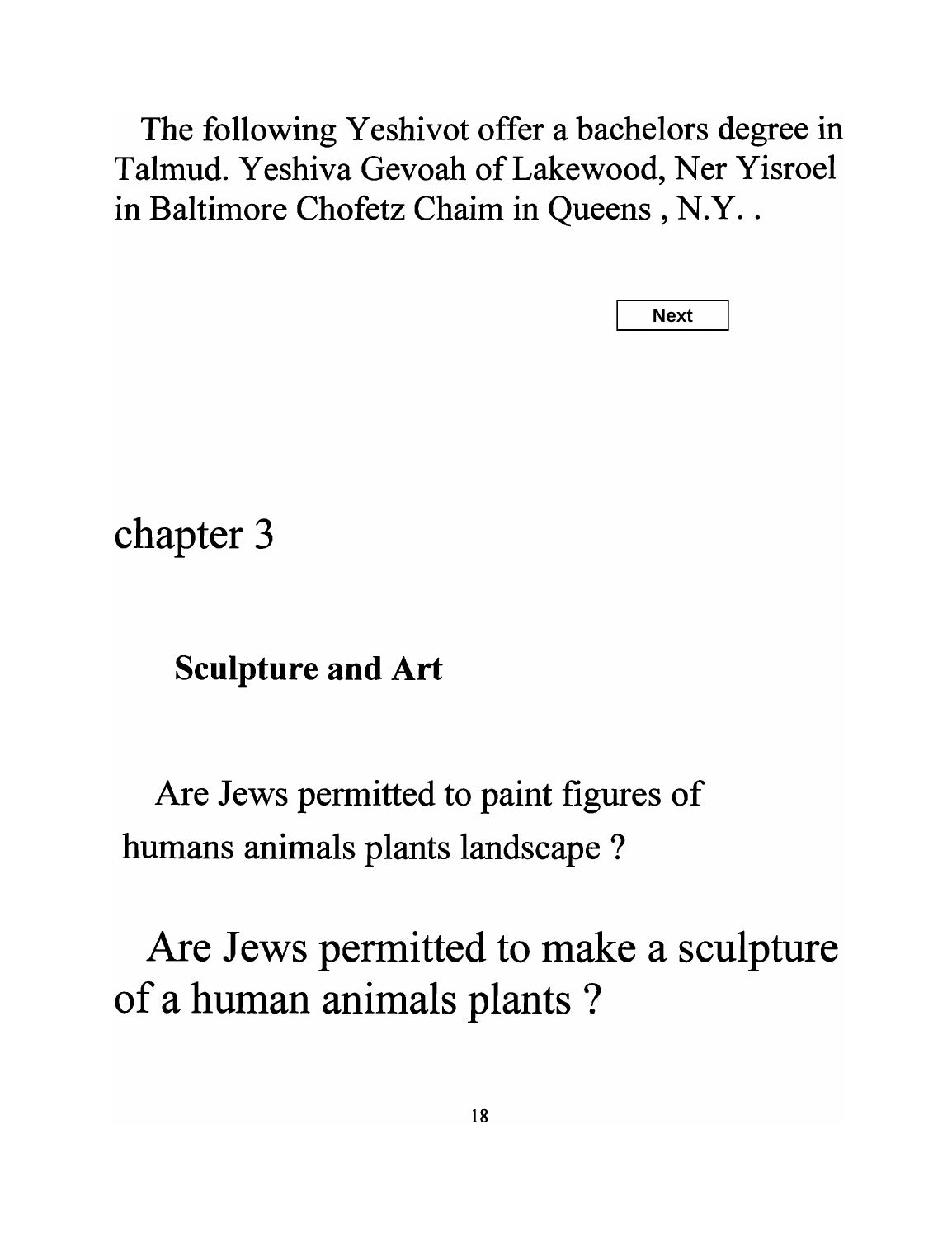The following Yeshivot offer a bachelors degree in Talmud. Yeshiva Gevoah of Lakewood, Ner Yisroel in Baltimore Chofetz Chaim in Queens , N.Y. .

Next

# chapter 3

## Sculpture and Art

Are Jews permitted to paint figures of humans animals plants landscape ?

Are Jews permitted to make a sculpture of a human animals plants ?